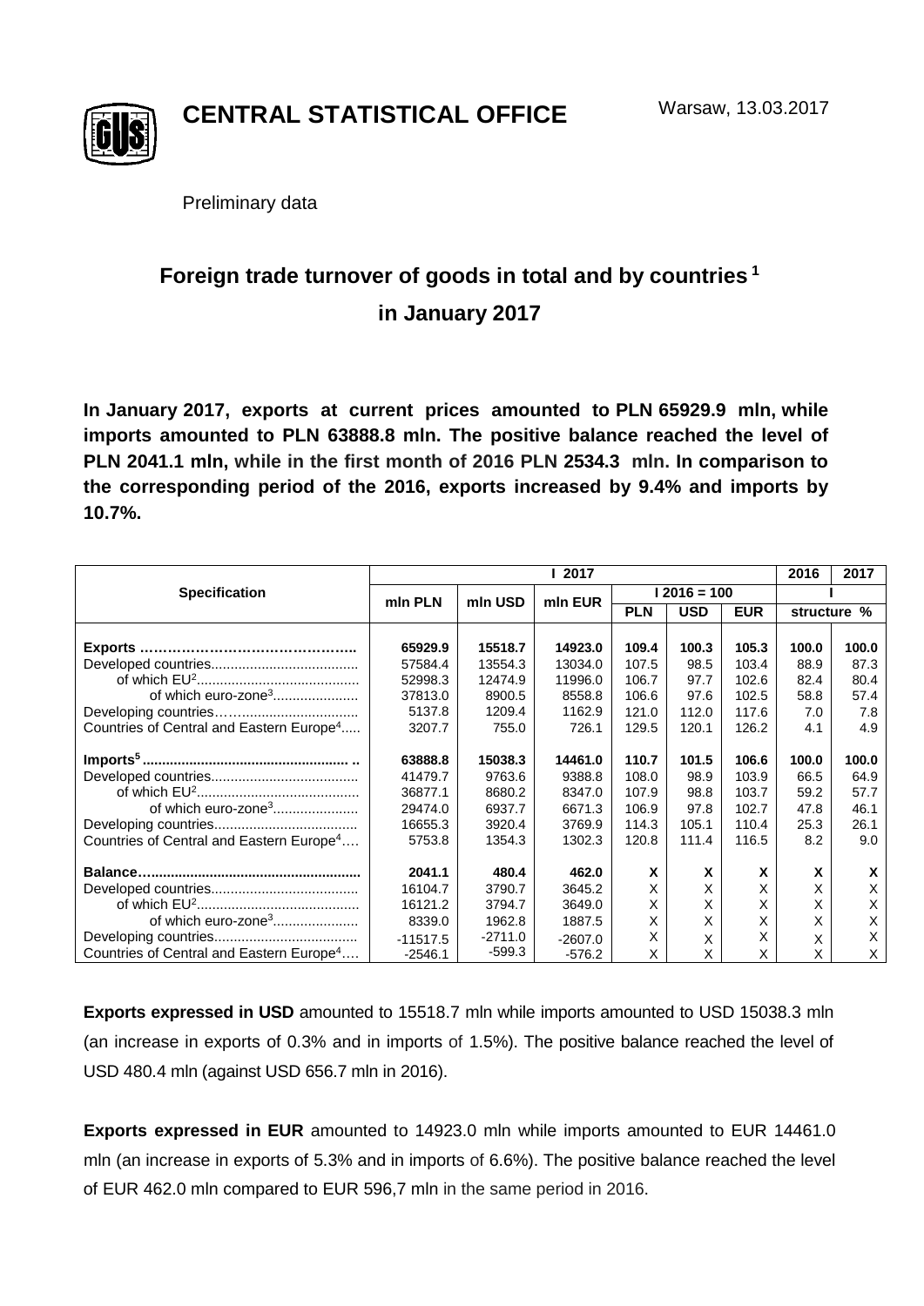# CENTRAL STATISTICAL OFFICE

Warsaw, 13.03.2017

Preliminary data

## Foreign trade turnover of goods in total and by countries [1] in January 2017

**In January 2017, exports at current prices amounted to PLN 65929.9 mln, while imports amounted to PLN 63888.8 mln. The positive balance reached the level of PLN 2041.1 mln, while in the first month of 2016 PLN 2534.3 mln. In comparison to the corresponding period of the 2016, exports increased by 9.4% and imports by 10.7%.**

| Specification | I 2017 | | | | | | 2016 | 2017 |
|---|---|---|---|---|---|---|---|---|
| | mln PLN | mln USD | mln EUR | I 2016 = 100 | | | I | |
| | | | | PLN | USD | EUR | structure % | |
| **Exports** | **65929.9** | **15518.7** | **14923.0** | **109.4** | **100.3** | **105.3** | **100.0** | **100.0** |
| Developed countries | 57584.4 | 13554.3 | 13034.0 | 107.5 | 98.5 | 103.4 | 88.9 | 87.3 |
| of which EU[2] | 52998.3 | 12474.9 | 11996.0 | 106.7 | 97.7 | 102.6 | 82.4 | 80.4 |
| of which euro-zone[3] | 37813.0 | 8900.5 | 8558.8 | 106.6 | 97.6 | 102.5 | 58.8 | 57.4 |
| Developing countries | 5137.8 | 1209.4 | 1162.9 | 121.0 | 112.0 | 117.6 | 7.0 | 7.8 |
| Countries of Central and Eastern Europe[4] | 3207.7 | 755.0 | 726.1 | 129.5 | 120.1 | 126.2 | 4.1 | 4.9 |
| **Imports[5]** | **63888.8** | **15038.3** | **14461.0** | **110.7** | **101.5** | **106.6** | **100.0** | **100.0** |
| Developed countries | 41479.7 | 9763.6 | 9388.8 | 108.0 | 98.9 | 103.9 | 66.5 | 64.9 |
| of which EU[2] | 36877.1 | 8680.2 | 8347.0 | 107.9 | 98.8 | 103.7 | 59.2 | 57.7 |
| of which euro-zone[3] | 29474.0 | 6937.7 | 6671.3 | 106.9 | 97.8 | 102.7 | 47.8 | 46.1 |
| Developing countries | 16655.3 | 3920.4 | 3769.9 | 114.3 | 105.1 | 110.4 | 25.3 | 26.1 |
| Countries of Central and Eastern Europe[4] | 5753.8 | 1354.3 | 1302.3 | 120.8 | 111.4 | 116.5 | 8.2 | 9.0 |
| **Balance** | **2041.1** | **480.4** | **462.0** | **X** | **X** | **X** | **X** | **X** |
| Developed countries | 16104.7 | 3790.7 | 3645.2 | X | X | X | X | X |
| of which EU[2] | 16121.2 | 3794.7 | 3649.0 | X | X | X | X | X |
| of which euro-zone[3] | 8339.0 | 1962.8 | 1887.5 | X | X | X | X | X |
| Developing countries | -11517.5 | -2711.0 | -2607.0 | X | X | X | X | X |
| Countries of Central and Eastern Europe[4] | -2546.1 | -599.3 | -576.2 | X | X | X | X | X |

**Exports expressed in USD** amounted to 15518.7 mln while imports amounted to USD 15038.3 mln (an increase in exports of 0.3% and in imports of 1.5%). The positive balance reached the level of USD 480.4 mln (against USD 656.7 mln in 2016).

**Exports expressed in EUR** amounted to 14923.0 mln while imports amounted to EUR 14461.0 mln (an increase in exports of 5.3% and in imports of 6.6%). The positive balance reached the level of EUR 462.0 mln compared to EUR 596,7 mln in the same period in 2016.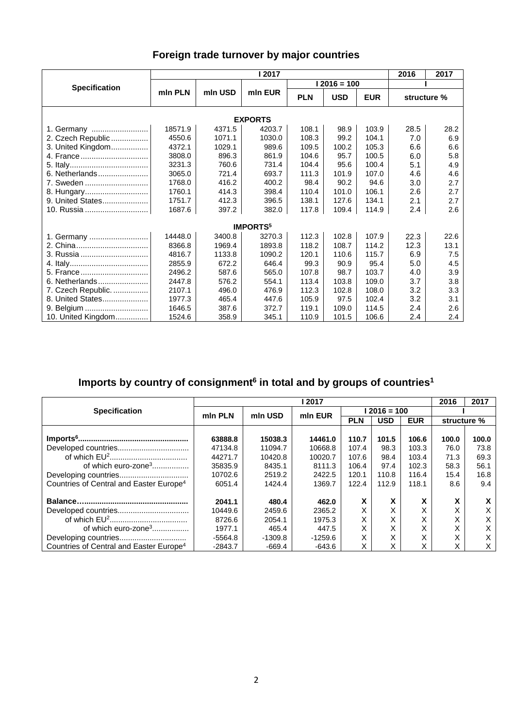## Foreign trade turnover by major countries

| Specification | I 2017 | | | | | | 2016 | 2017 |
|---|---|---|---|---|---|---|---|---|
| | mln PLN | mln USD | mln EUR | I 2016 = 100 | | | I | |
| | | | | PLN | USD | EUR | structure % | |
| **EXPORTS** | | | | | | | | |
| 1. Germany | 18571.9 | 4371.5 | 4203.7 | 108.1 | 98.9 | 103.9 | 28.5 | 28.2 |
| 2. Czech Republic | 4550.6 | 1071.1 | 1030.0 | 108.3 | 99.2 | 104.1 | 7.0 | 6.9 |
| 3. United Kingdom | 4372.1 | 1029.1 | 989.6 | 109.5 | 100.2 | 105.3 | 6.6 | 6.6 |
| 4. France | 3808.0 | 896.3 | 861.9 | 104.6 | 95.7 | 100.5 | 6.0 | 5.8 |
| 5. Italy | 3231.3 | 760.6 | 731.4 | 104.4 | 95.6 | 100.4 | 5.1 | 4.9 |
| 6. Netherlands | 3065.0 | 721.4 | 693.7 | 111.3 | 101.9 | 107.0 | 4.6 | 4.6 |
| 7. Sweden | 1768.0 | 416.2 | 400.2 | 98.4 | 90.2 | 94.6 | 3.0 | 2.7 |
| 8. Hungary | 1760.1 | 414.3 | 398.4 | 110.4 | 101.0 | 106.1 | 2.6 | 2.7 |
| 9. United States | 1751.7 | 412.3 | 396.5 | 138.1 | 127.6 | 134.1 | 2.1 | 2.7 |
| 10. Russia | 1687.6 | 397.2 | 382.0 | 117.8 | 109.4 | 114.9 | 2.4 | 2.6 |
| **IMPORTS[5]** | | | | | | | | |
| 1. Germany | 14448.0 | 3400.8 | 3270.3 | 112.3 | 102.8 | 107.9 | 22.3 | 22.6 |
| 2. China | 8366.8 | 1969.4 | 1893.8 | 118.2 | 108.7 | 114.2 | 12.3 | 13.1 |
| 3. Russia | 4816.7 | 1133.8 | 1090.2 | 120.1 | 110.6 | 115.7 | 6.9 | 7.5 |
| 4. Italy | 2855.9 | 672.2 | 646.4 | 99.3 | 90.9 | 95.4 | 5.0 | 4.5 |
| 5. France | 2496.2 | 587.6 | 565.0 | 107.8 | 98.7 | 103.7 | 4.0 | 3.9 |
| 6. Netherlands | 2447.8 | 576.2 | 554.1 | 113.4 | 103.8 | 109.0 | 3.7 | 3.8 |
| 7. Czech Republic. | 2107.1 | 496.0 | 476.9 | 112.3 | 102.8 | 108.0 | 3.2 | 3.3 |
| 8. United States | 1977.3 | 465.4 | 447.6 | 105.9 | 97.5 | 102.4 | 3.2 | 3.1 |
| 9. Belgium | 1646.5 | 387.6 | 372.7 | 119.1 | 109.0 | 114.5 | 2.4 | 2.6 |
| 10. United Kingdom | 1524.6 | 358.9 | 345.1 | 110.9 | 101.5 | 106.6 | 2.4 | 2.4 |

## Imports by country of consignment[6] in total and by groups of countries[1]

| Specification | I 2017 | | | | | | 2016 | 2017 |
|---|---|---|---|---|---|---|---|---|
| | mln PLN | mln USD | mln EUR | I 2016 = 100 | | | I | |
| | | | | PLN | USD | EUR | structure % | |
| **Imports[6]** | **63888.8** | **15038.3** | **14461.0** | **110.7** | **101.5** | **106.6** | **100.0** | **100.0** |
| Developed countries | 47134.8 | 11094.7 | 10668.8 | 107.4 | 98.3 | 103.3 | 76.0 | 73.8 |
| of which EU[2] | 44271.7 | 10420.8 | 10020.7 | 107.6 | 98.4 | 103.4 | 71.3 | 69.3 |
| of which euro-zone[3] | 35835.9 | 8435.1 | 8111.3 | 106.4 | 97.4 | 102.3 | 58.3 | 56.1 |
| Developing countries | 10702.6 | 2519.2 | 2422.5 | 120.1 | 110.8 | 116.4 | 15.4 | 16.8 |
| Countries of Central and Easter Europe[4] | 6051.4 | 1424.4 | 1369.7 | 122.4 | 112.9 | 118.1 | 8.6 | 9.4 |
| **Balance** | **2041.1** | **480.4** | **462.0** | **X** | **X** | **X** | **X** | **X** |
| Developed countries | 10449.6 | 2459.6 | 2365.2 | X | X | X | X | X |
| of which EU[2] | 8726.6 | 2054.1 | 1975.3 | X | X | X | X | X |
| of which euro-zone[3] | 1977.1 | 465.4 | 447.5 | X | X | X | X | X |
| Developing countries | -5564.8 | -1309.8 | -1259.6 | X | X | X | X | X |
| Countries of Central and Easter Europe[4] | -2843.7 | -669.4 | -643.6 | X | X | X | X | X |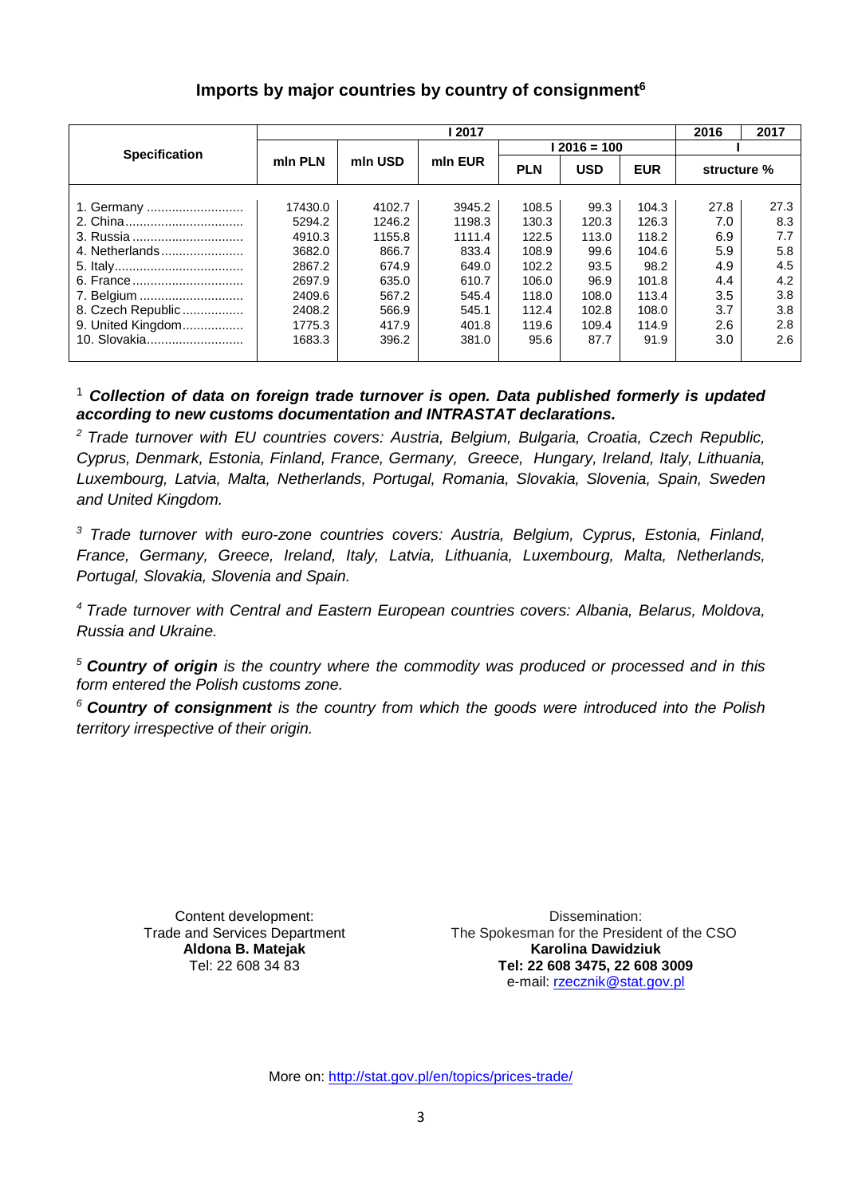## Imports by major countries by country of consignment[6]

| Specification | I 2017 | | | | | | 2016 | 2017 |
|---|---|---|---|---|---|---|---|---|
| | mln PLN | mln USD | mln EUR | I 2016 = 100 | | | I | |
| | | | | PLN | USD | EUR | structure % | |
| 1. Germany | 17430.0 | 4102.7 | 3945.2 | 108.5 | 99.3 | 104.3 | 27.8 | 27.3 |
| 2. China | 5294.2 | 1246.2 | 1198.3 | 130.3 | 120.3 | 126.3 | 7.0 | 8.3 |
| 3. Russia | 4910.3 | 1155.8 | 1111.4 | 122.5 | 113.0 | 118.2 | 6.9 | 7.7 |
| 4. Netherlands | 3682.0 | 866.7 | 833.4 | 108.9 | 99.6 | 104.6 | 5.9 | 5.8 |
| 5. Italy | 2867.2 | 674.9 | 649.0 | 102.2 | 93.5 | 98.2 | 4.9 | 4.5 |
| 6. France | 2697.9 | 635.0 | 610.7 | 106.0 | 96.9 | 101.8 | 4.4 | 4.2 |
| 7. Belgium | 2409.6 | 567.2 | 545.4 | 118.0 | 108.0 | 113.4 | 3.5 | 3.8 |
| 8. Czech Republic | 2408.2 | 566.9 | 545.1 | 112.4 | 102.8 | 108.0 | 3.7 | 3.8 |
| 9. United Kingdom | 1775.3 | 417.9 | 401.8 | 119.6 | 109.4 | 114.9 | 2.6 | 2.8 |
| 10. Slovakia | 1683.3 | 396.2 | 381.0 | 95.6 | 87.7 | 91.9 | 3.0 | 2.6 |

[1] ***Collection of data on foreign trade turnover is open. Data published formerly is updated according to new customs documentation and INTRASTAT declarations.***

[2] *Trade turnover with EU countries covers: Austria, Belgium, Bulgaria, Croatia, Czech Republic, Cyprus, Denmark, Estonia, Finland, France, Germany, Greece, Hungary, Ireland, Italy, Lithuania, Luxembourg, Latvia, Malta, Netherlands, Portugal, Romania, Slovakia, Slovenia, Spain, Sweden and United Kingdom.*

[3] *Trade turnover with euro-zone countries covers: Austria, Belgium, Cyprus, Estonia, Finland, France, Germany, Greece, Ireland, Italy, Latvia, Lithuania, Luxembourg, Malta, Netherlands, Portugal, Slovakia, Slovenia and Spain.*

[4] *Trade turnover with Central and Eastern European countries covers: Albania, Belarus, Moldova, Russia and Ukraine.*

[5] ***Country of origin** is the country where the commodity was produced or processed and in this form entered the Polish customs zone.*

[6] ***Country of consignment** is the country from which the goods were introduced into the Polish territory irrespective of their origin.*

Content development:
Trade and Services Department
**Aldona B. Matejak**
Tel: 22 608 34 83

Dissemination:
The Spokesman for the President of the CSO
**Karolina Dawidziuk**
**Tel: 22 608 3475, 22 608 3009**
e-mail: rzecznik@stat.gov.pl

More on: http://stat.gov.pl/en/topics/prices-trade/